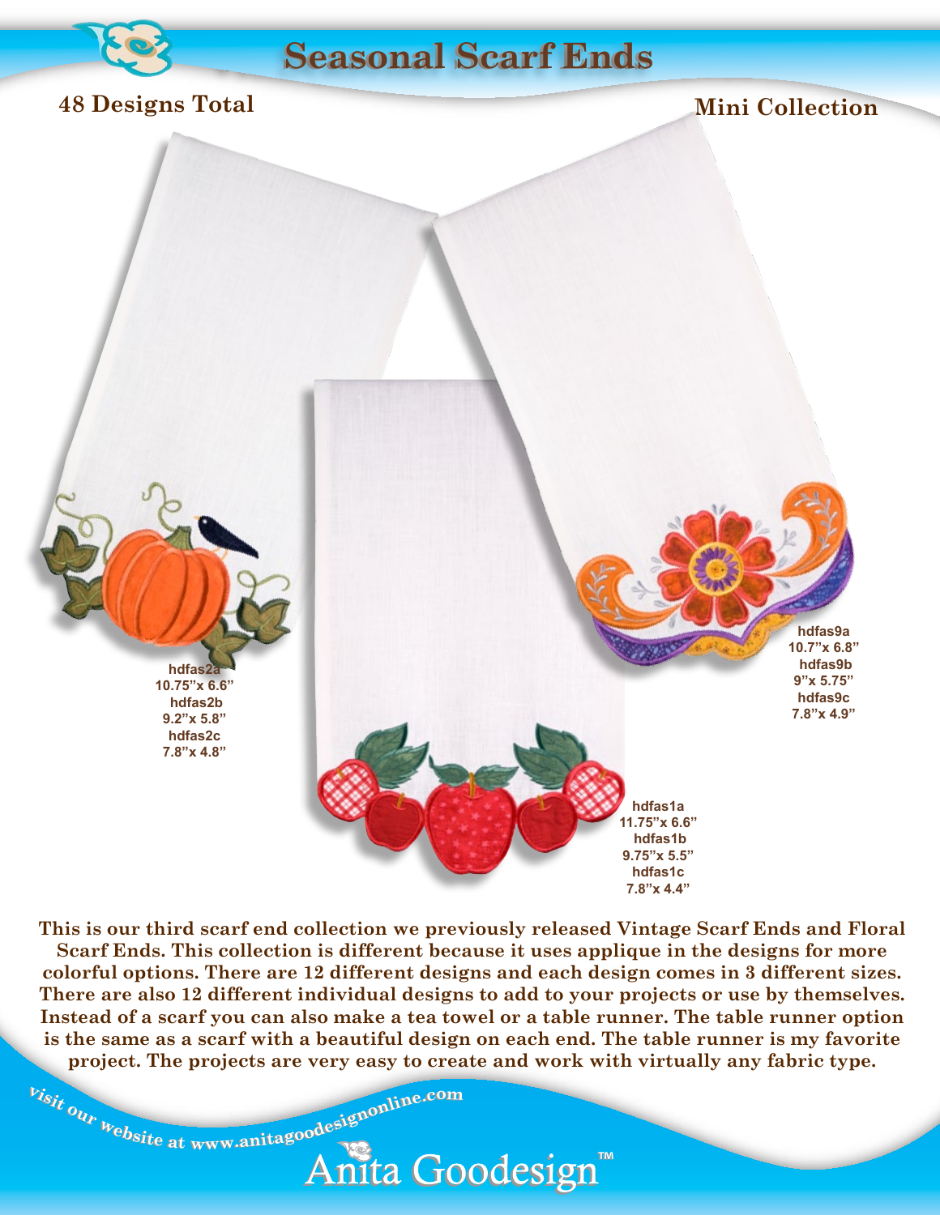# Seasonal Scarf Ends

**48 Designs Total**

**Mini Collection**

hdfas2a
10.75"x 6.6"
hdfas2b
9.2"x 5.8"
hdfas2c
7.8"x 4.8"

hdfas9a
10.7"x 6.8"
hdfas9b
9"x 5.75"
hdfas9c
7.8"x 4.9"

hdfas1a
11.75"x 6.6"
hdfas1b
9.75"x 5.5"
hdfas1c
7.8"x 4.4"

**This is our third scarf end collection we previously released Vintage Scarf Ends and Floral Scarf Ends. This collection is different because it uses applique in the designs for more colorful options. There are 12 different designs and each design comes in 3 different sizes. There are also 12 different individual designs to add to your projects or use by themselves. Instead of a scarf you can also make a tea towel or a table runner. The table runner option is the same as a scarf with a beautiful design on each end. The table runner is my favorite project. The projects are very easy to create and work with virtually any fabric type.**

Visit our website at www.anitagoodesignonline.com

Anita Goodesign™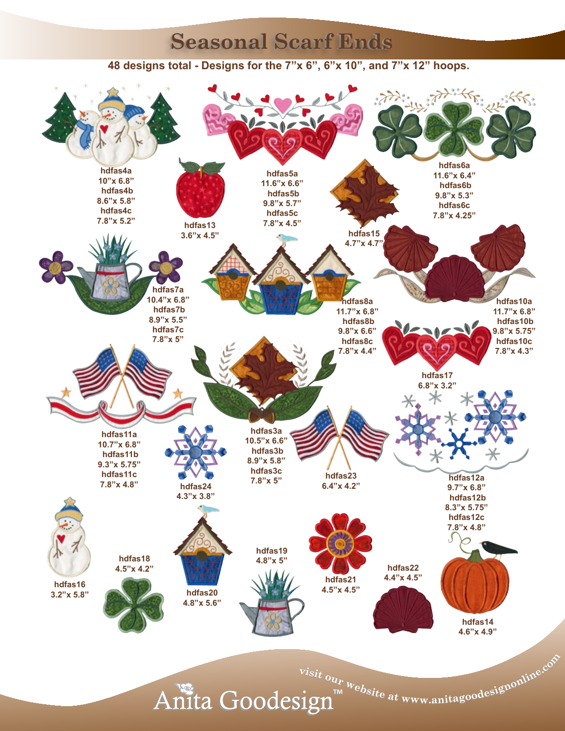# Seasonal Scarf Ends

**48 designs total - Designs for the 7"x 6", 6"x 10", and 7"x 12" hoops.**

**hdfas4a**
10"x 6.8"
**hdfas4b**
8.6"x 5.8"
**hdfas4c**
7.8"x 5.2"

**hdfas13**
3.6"x 4.5"

**hdfas5a**
11.6"x 6.6"
**hdfas5b**
9.8"x 5.7"
**hdfas5c**
7.8"x 4.5"

**hdfas15**
4.7"x 4.7"

**hdfas6a**
11.6"x 6.4"
**hdfas6b**
9.8"x 5.3"
**hdfas6c**
7.8"x 4.25"

**hdfas7a**
10.4"x 6.8"
**hdfas7b**
8.9"x 5.5"
**hdfas7c**
7.8"x 5"

**hdfas8a**
11.7"x 6.8"
**hdfas8b**
9.8"x 6.6"
**hdfas8c**
7.8"x 4.4"

**hdfas10a**
11.7"x 6.8"
**hdfas10b**
9.8"x 5.75"
**hdfas10c**
7.8"x 4.3"

**hdfas17**
6.8"x 3.2"

**hdfas11a**
10.7"x 6.8"
**hdfas11b**
9.3"x 5.75"
**hdfas11c**
7.8"x 4.8"

**hdfas24**
4.3"x 3.8"

**hdfas3a**
10.5"x 6.6"
**hdfas3b**
8.9"x 5.8"
**hdfas3c**
7.8"x 5"

**hdfas23**
6.4"x 4.2"

**hdfas12a**
9.7"x 6.8"
**hdfas12b**
8.3"x 5.75"
**hdfas12c**
7.8"x 4.8"

**hdfas16**
3.2"x 5.8"

**hdfas18**
4.5"x 4.2"

**hdfas20**
4.8"x 5.6"

**hdfas19**
4.8"x 5"

**hdfas21**
4.5"x 4.5"

**hdfas22**
4.4"x 4.5"

**hdfas14**
4.6"x 4.9"

Anita Goodesign™

visit our website at www.anitagoodesignonline.com